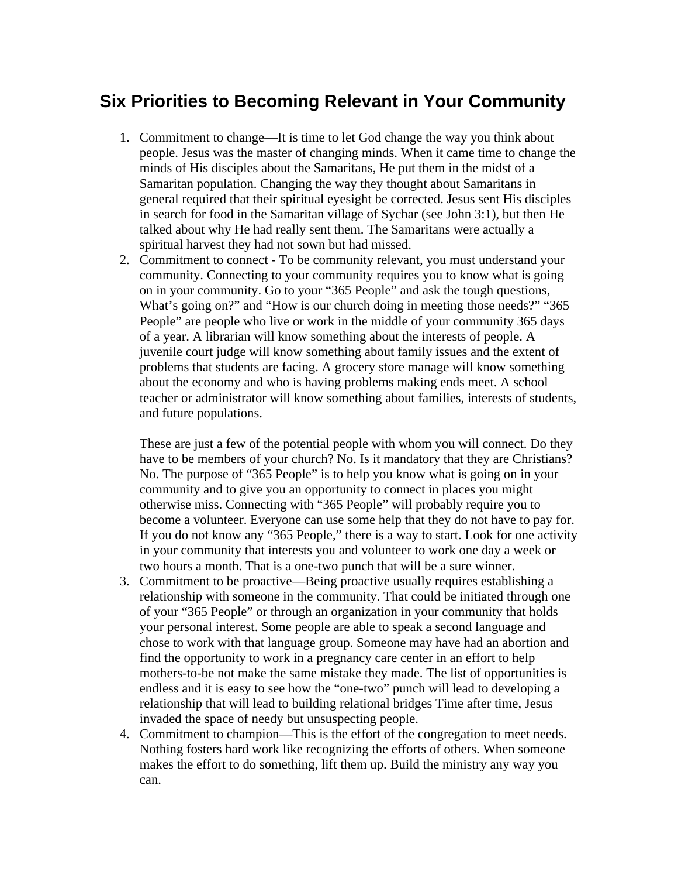# Six Priorities to Becoming Relevant in Your Community

1. Commitment to change—It is time to let God change the way you think about people. Jesus was the master of changing minds. When it came time to change the minds of His disciples about the Samaritans, He put them in the midst of a Samaritan population. Changing the way they thought about Samaritans in general required that their spiritual eyesight be corrected. Jesus sent His disciples in search for food in the Samaritan village of Sychar (see John 3:1), but then He talked about why He had really sent them. The Samaritans were actually a spiritual harvest they had not sown but had missed.
2. Commitment to connect - To be community relevant, you must understand your community. Connecting to your community requires you to know what is going on in your community. Go to your "365 People" and ask the tough questions, What's going on?" and "How is our church doing in meeting those needs?" "365 People" are people who live or work in the middle of your community 365 days of a year. A librarian will know something about the interests of people. A juvenile court judge will know something about family issues and the extent of problems that students are facing. A grocery store manage will know something about the economy and who is having problems making ends meet. A school teacher or administrator will know something about families, interests of students, and future populations.

   These are just a few of the potential people with whom you will connect. Do they have to be members of your church? No. Is it mandatory that they are Christians? No. The purpose of "365 People" is to help you know what is going on in your community and to give you an opportunity to connect in places you might otherwise miss. Connecting with "365 People" will probably require you to become a volunteer. Everyone can use some help that they do not have to pay for. If you do not know any "365 People," there is a way to start. Look for one activity in your community that interests you and volunteer to work one day a week or two hours a month. That is a one-two punch that will be a sure winner.
3. Commitment to be proactive—Being proactive usually requires establishing a relationship with someone in the community. That could be initiated through one of your "365 People" or through an organization in your community that holds your personal interest. Some people are able to speak a second language and chose to work with that language group. Someone may have had an abortion and find the opportunity to work in a pregnancy care center in an effort to help mothers-to-be not make the same mistake they made. The list of opportunities is endless and it is easy to see how the "one-two" punch will lead to developing a relationship that will lead to building relational bridges Time after time, Jesus invaded the space of needy but unsuspecting people.
4. Commitment to champion—This is the effort of the congregation to meet needs. Nothing fosters hard work like recognizing the efforts of others. When someone makes the effort to do something, lift them up. Build the ministry any way you can.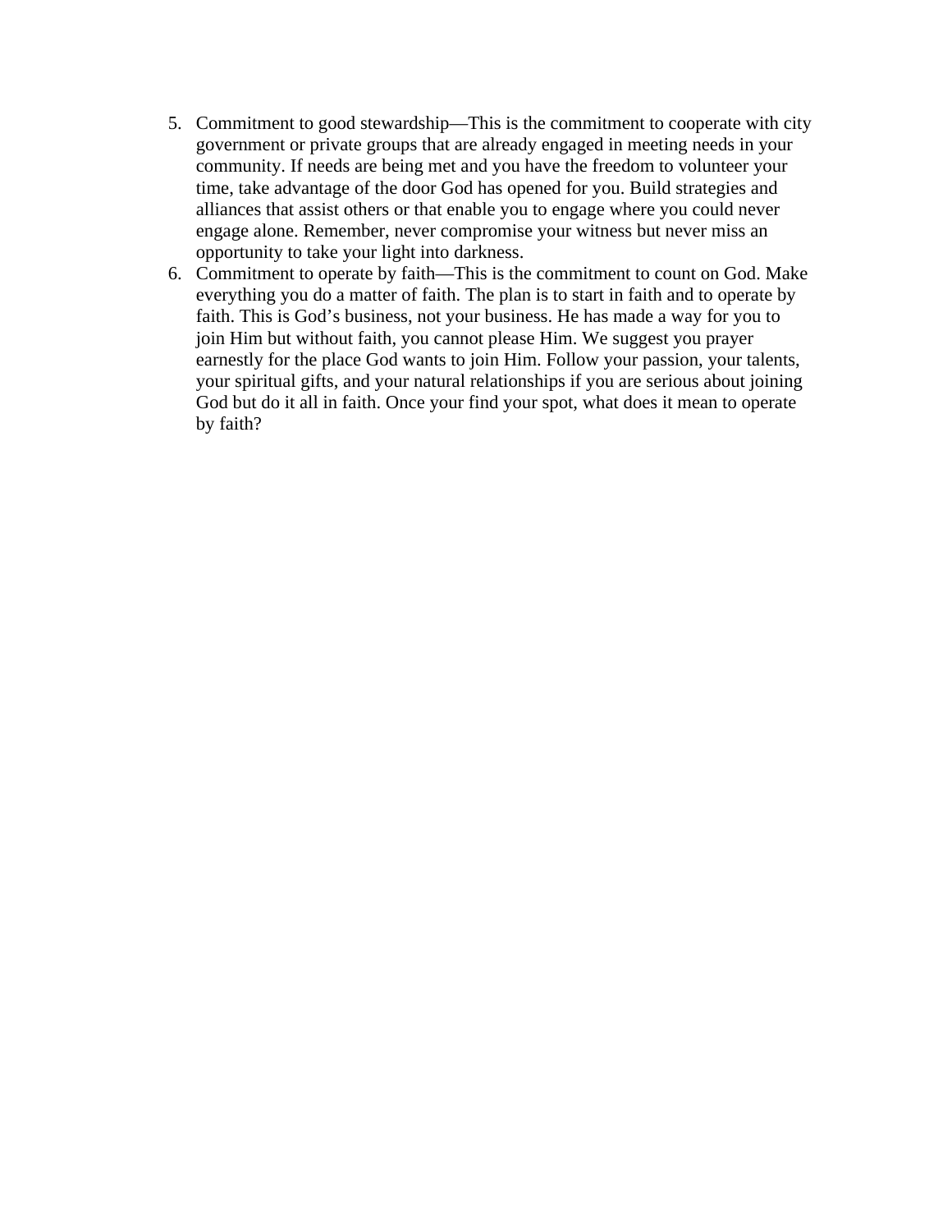5. Commitment to good stewardship—This is the commitment to cooperate with city government or private groups that are already engaged in meeting needs in your community. If needs are being met and you have the freedom to volunteer your time, take advantage of the door God has opened for you. Build strategies and alliances that assist others or that enable you to engage where you could never engage alone. Remember, never compromise your witness but never miss an opportunity to take your light into darkness.
6. Commitment to operate by faith—This is the commitment to count on God. Make everything you do a matter of faith. The plan is to start in faith and to operate by faith. This is God's business, not your business. He has made a way for you to join Him but without faith, you cannot please Him. We suggest you prayer earnestly for the place God wants to join Him. Follow your passion, your talents, your spiritual gifts, and your natural relationships if you are serious about joining God but do it all in faith. Once your find your spot, what does it mean to operate by faith?